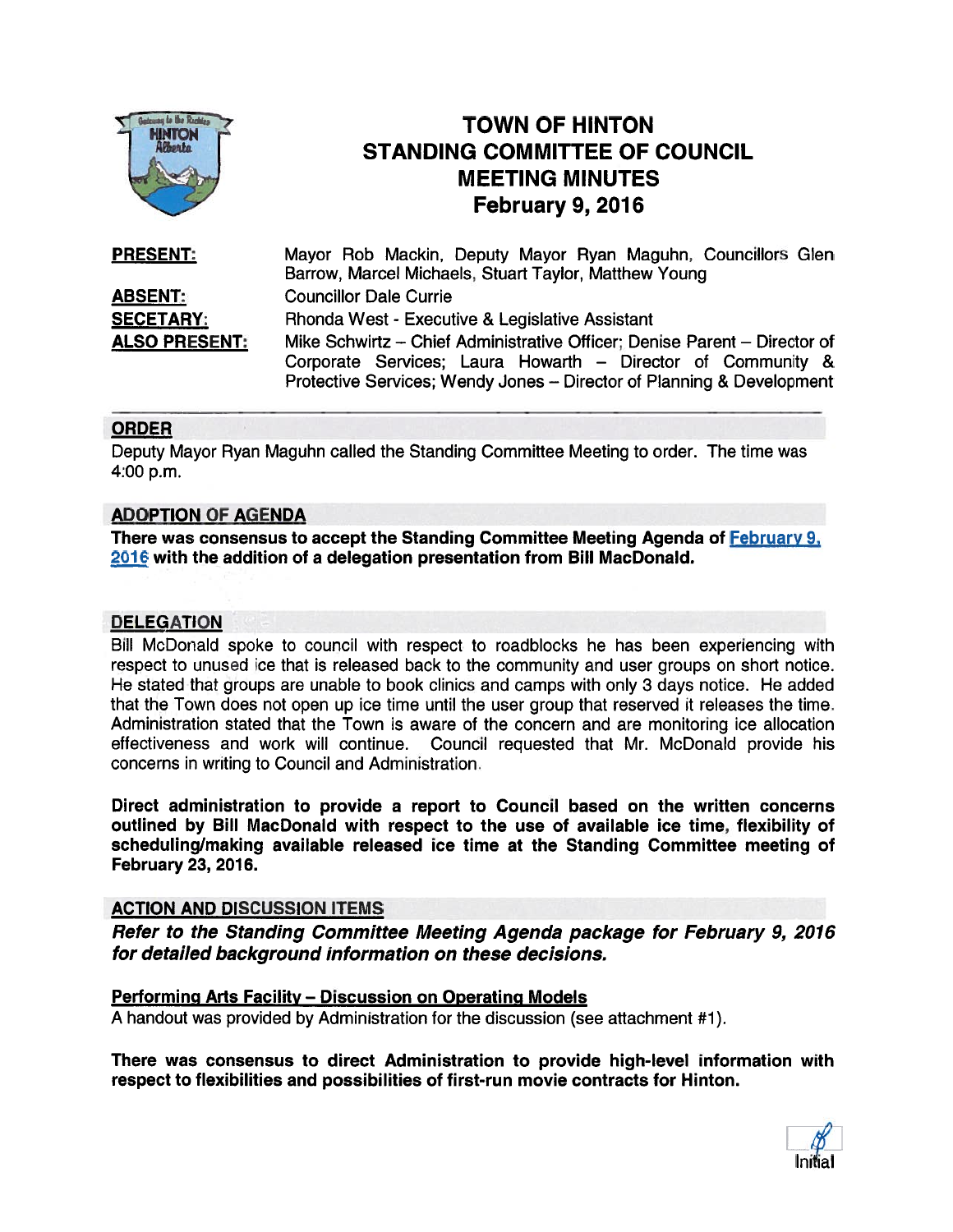# TOWN OF HINTON
## STANDING COMMITTEE OF COUNCIL
## MEETING MINUTES
## February 9, 2016

**PRESENT:** Mayor Rob Mackin, Deputy Mayor Ryan Maguhn, Councillors Glen Barrow, Marcel Michaels, Stuart Taylor, Matthew Young

**ABSENT:** Councillor Dale Currie

**SECETARY:** Rhonda West - Executive & Legislative Assistant

**ALSO PRESENT:** Mike Schwirtz – Chief Administrative Officer; Denise Parent – Director of Corporate Services; Laura Howarth – Director of Community & Protective Services; Wendy Jones – Director of Planning & Development

---

## ORDER

Deputy Mayor Ryan Maguhn called the Standing Committee Meeting to order. The time was 4:00 p.m.

## ADOPTION OF AGENDA

**There was consensus to accept the Standing Committee Meeting Agenda of February 9, 2016 with the addition of a delegation presentation from Bill MacDonald.**

## DELEGATION

Bill McDonald spoke to council with respect to roadblocks he has been experiencing with respect to unused ice that is released back to the community and user groups on short notice. He stated that groups are unable to book clinics and camps with only 3 days notice. He added that the Town does not open up ice time until the user group that reserved it releases the time. Administration stated that the Town is aware of the concern and are monitoring ice allocation effectiveness and work will continue. Council requested that Mr. McDonald provide his concerns in writing to Council and Administration.

**Direct administration to provide a report to Council based on the written concerns outlined by Bill MacDonald with respect to the use of available ice time, flexibility of scheduling/making available released ice time at the Standing Committee meeting of February 23, 2016.**

## ACTION AND DISCUSSION ITEMS

***Refer to the Standing Committee Meeting Agenda package for February 9, 2016 for detailed background information on these decisions.***

### Performing Arts Facility – Discussion on Operating Models

A handout was provided by Administration for the discussion (see attachment #1).

**There was consensus to direct Administration to provide high-level information with respect to flexibilities and possibilities of first-run movie contracts for Hinton.**

Initial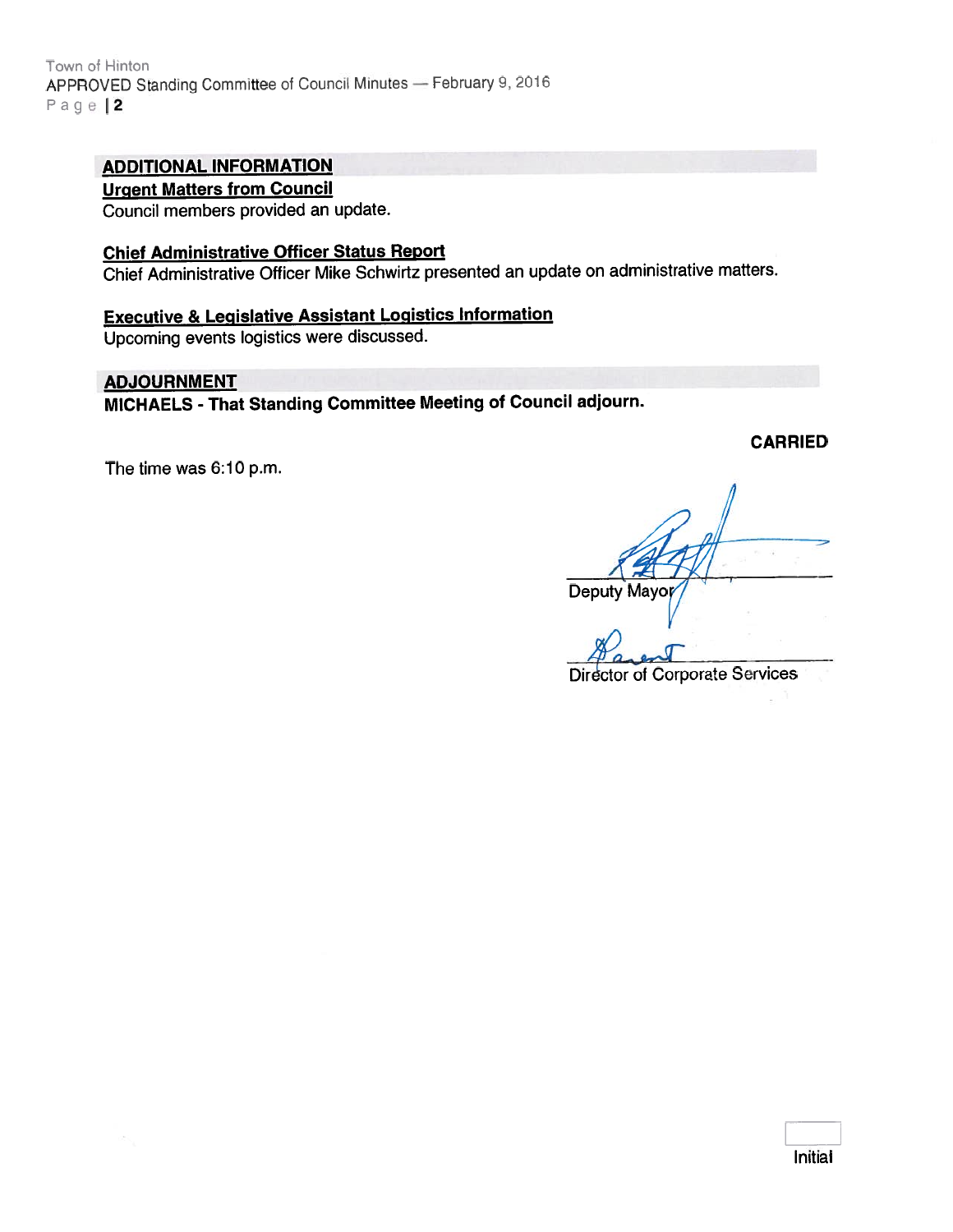## ADDITIONAL INFORMATION

### Urgent Matters from Council

Council members provided an update.

### Chief Administrative Officer Status Report

Chief Administrative Officer Mike Schwirtz presented an update on administrative matters.

### Executive & Legislative Assistant Logistics Information

Upcoming events logistics were discussed.

## ADJOURNMENT

**MICHAELS - That Standing Committee Meeting of Council adjourn.**

**CARRIED**

The time was 6:10 p.m.

Deputy Mayor

Director of Corporate Services

Initial